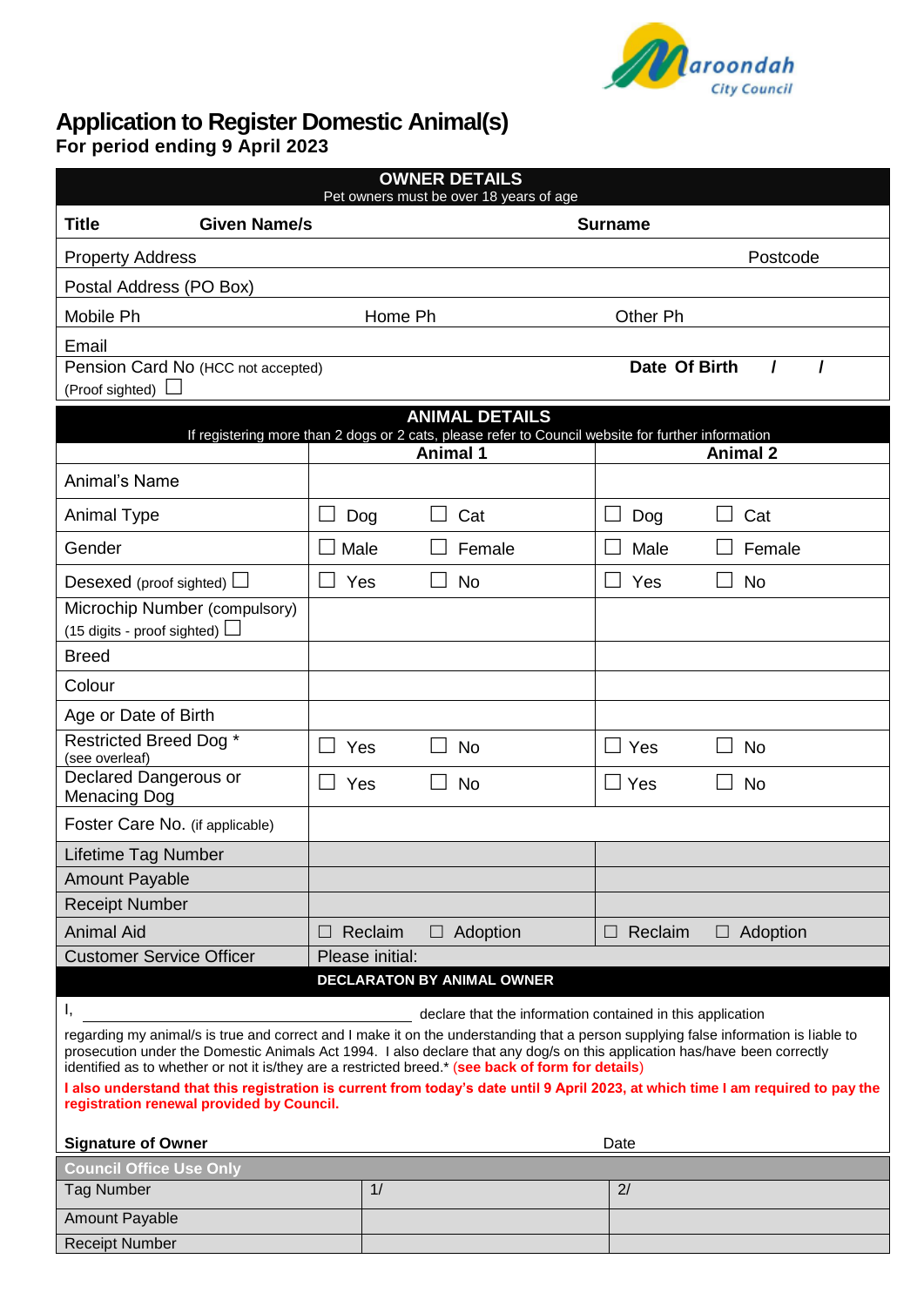Maroondah City Council

# Application to Register Domestic Animal(s)

**For period ending 9 April 2023**

| **OWNER DETAILS** Pet owners must be over 18 years of age | | | |
|---|---|---|---|
| **Title** | **Given Name/s** | **Surname** | |
| Property Address | | | Postcode |
| Postal Address (PO Box) | | | |
| Mobile Ph | Home Ph | Other Ph | |
| Email | | | |
| Pension Card No (HCC not accepted) (Proof sighted) ☐ | | **Date Of Birth / /** | |

| **ANIMAL DETAILS** If registering more than 2 dogs or 2 cats, please refer to Council website for further information | | |
|---|---|---|
| | **Animal 1** | **Animal 2** |
| Animal's Name | | |
| Animal Type | ☐ Dog ☐ Cat | ☐ Dog ☐ Cat |
| Gender | ☐ Male ☐ Female | ☐ Male ☐ Female |
| Desexed (proof sighted) ☐ | ☐ Yes ☐ No | ☐ Yes ☐ No |
| Microchip Number (compulsory) (15 digits - proof sighted) ☐ | | |
| Breed | | |
| Colour | | |
| Age or Date of Birth | | |
| Restricted Breed Dog * (see overleaf) | ☐ Yes ☐ No | ☐ Yes ☐ No |
| Declared Dangerous or Menacing Dog | ☐ Yes ☐ No | ☐ Yes ☐ No |
| Foster Care No. (if applicable) | | |
| Lifetime Tag Number | | |
| Amount Payable | | |
| Receipt Number | | |
| Animal Aid | ☐ Reclaim ☐ Adoption | ☐ Reclaim ☐ Adoption |
| Customer Service Officer | Please initial: | |

**DECLARATON BY ANIMAL OWNER**

I, ______________________________ declare that the information contained in this application regarding my animal/s is true and correct and I make it on the understanding that a person supplying false information is liable to prosecution under the Domestic Animals Act 1994. I also declare that any dog/s on this application has/have been correctly identified as to whether or not it is/they are a restricted breed.* (**see back of form for details**)

**I also understand that this registration is current from today's date until 9 April 2023, at which time I am required to pay the registration renewal provided by Council.**

**Signature of Owner** Date

| **Council Office Use Only** | | |
|---|---|---|
| Tag Number | 1/ | 2/ |
| Amount Payable | | |
| Receipt Number | | |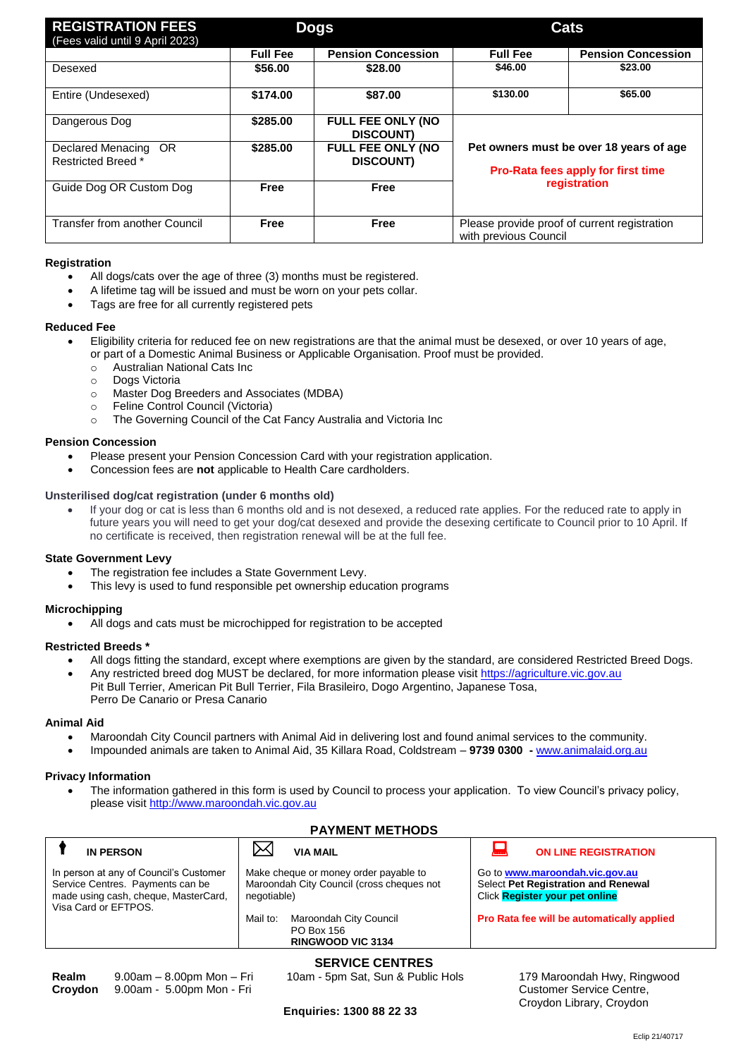| **REGISTRATION FEES** (Fees valid until 9 April 2023) | **Dogs** | | **Cats** | |
|---|---|---|---|---|
| | **Full Fee** | **Pension Concession** | **Full Fee** | **Pension Concession** |
| Desexed | **$56.00** | **$28.00** | **$46.00** | **$23.00** |
| Entire (Undesexed) | **$174.00** | **$87.00** | **$130.00** | **$65.00** |
| Dangerous Dog | **$285.00** | **FULL FEE ONLY (NO DISCOUNT)** | **Pet owners must be over 18 years of age** **Pro-Rata fees apply for first time registration** | |
| Declared Menacing OR Restricted Breed * | **$285.00** | **FULL FEE ONLY (NO DISCOUNT)** | | |
| Guide Dog OR Custom Dog | **Free** | **Free** | | |
| Transfer from another Council | **Free** | **Free** | Please provide proof of current registration with previous Council | |

**Registration**

- All dogs/cats over the age of three (3) months must be registered.
- A lifetime tag will be issued and must be worn on your pets collar.
- Tags are free for all currently registered pets

**Reduced Fee**

- Eligibility criteria for reduced fee on new registrations are that the animal must be desexed, or over 10 years of age, or part of a Domestic Animal Business or Applicable Organisation. Proof must be provided.
  - Australian National Cats Inc
  - Dogs Victoria
  - Master Dog Breeders and Associates (MDBA)
  - Feline Control Council (Victoria)
  - The Governing Council of the Cat Fancy Australia and Victoria Inc

**Pension Concession**

- Please present your Pension Concession Card with your registration application.
- Concession fees are **not** applicable to Health Care cardholders.

**Unsterilised dog/cat registration (under 6 months old)**

- If your dog or cat is less than 6 months old and is not desexed, a reduced rate applies. For the reduced rate to apply in future years you will need to get your dog/cat desexed and provide the desexing certificate to Council prior to 10 April. If no certificate is received, then registration renewal will be at the full fee.

**State Government Levy**

- The registration fee includes a State Government Levy.
- This levy is used to fund responsible pet ownership education programs

**Microchipping**

- All dogs and cats must be microchipped for registration to be accepted

**Restricted Breeds ***

- All dogs fitting the standard, except where exemptions are given by the standard, are considered Restricted Breed Dogs.
- Any restricted breed dog MUST be declared, for more information please visit https://agriculture.vic.gov.au
  Pit Bull Terrier, American Pit Bull Terrier, Fila Brasileiro, Dogo Argentino, Japanese Tosa, Perro De Canario or Presa Canario

**Animal Aid**

- Maroondah City Council partners with Animal Aid in delivering lost and found animal services to the community.
- Impounded animals are taken to Animal Aid, 35 Killara Road, Coldstream – **9739 0300** - www.animalaid.org.au

**Privacy Information**

- The information gathered in this form is used by Council to process your application. To view Council's privacy policy, please visit http://www.maroondah.vic.gov.au

## PAYMENT METHODS

| **IN PERSON** | **VIA MAIL** | **ON LINE REGISTRATION** |
|---|---|---|
| In person at any of Council's Customer Service Centres. Payments can be made using cash, cheque, MasterCard, Visa Card or EFTPOS. | Make cheque or money order payable to Maroondah City Council (cross cheques not negotiable) Mail to: Maroondah City Council PO Box 156 **RINGWOOD VIC 3134** | Go to **www.maroondah.vic.gov.au** Select **Pet Registration and Renewal** Click **Register your pet online** **Pro Rata fee will be automatically applied** |

## SERVICE CENTRES

**Realm** 9.00am – 8.00pm Mon – Fri 10am - 5pm Sat, Sun & Public Hols — 179 Maroondah Hwy, Ringwood Customer Service Centre,

**Croydon** 9.00am - 5.00pm Mon - Fri — Croydon Library, Croydon

**Enquiries: 1300 88 22 33**

Eclip 21/40717